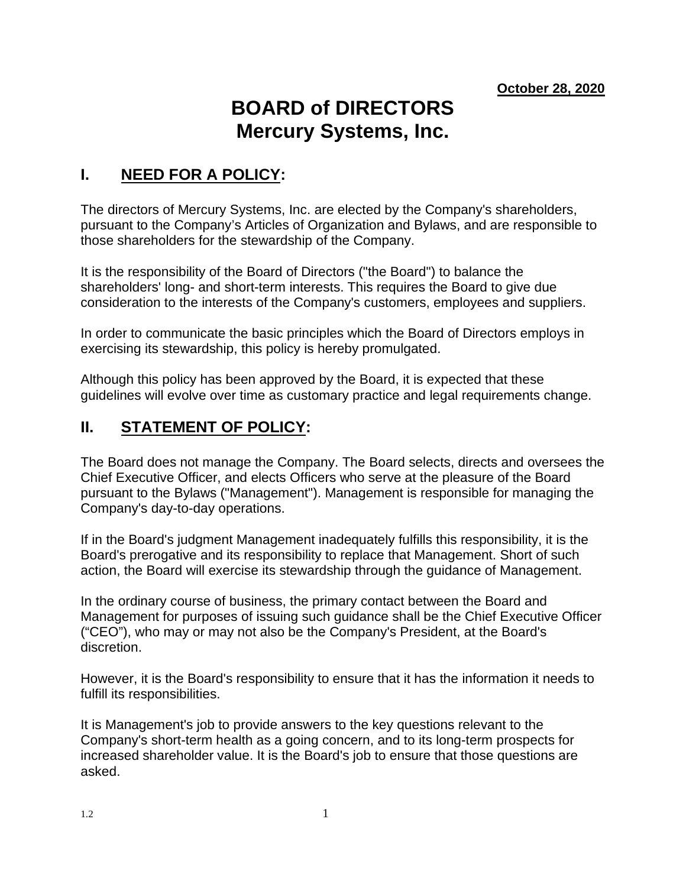**October 28, 2020**

# BOARD of DIRECTORS
# Mercury Systems, Inc.

## I. NEED FOR A POLICY:

The directors of Mercury Systems, Inc. are elected by the Company's shareholders, pursuant to the Company's Articles of Organization and Bylaws, and are responsible to those shareholders for the stewardship of the Company.

It is the responsibility of the Board of Directors ("the Board") to balance the shareholders' long- and short-term interests. This requires the Board to give due consideration to the interests of the Company's customers, employees and suppliers.

In order to communicate the basic principles which the Board of Directors employs in exercising its stewardship, this policy is hereby promulgated.

Although this policy has been approved by the Board, it is expected that these guidelines will evolve over time as customary practice and legal requirements change.

## II. STATEMENT OF POLICY:

The Board does not manage the Company. The Board selects, directs and oversees the Chief Executive Officer, and elects Officers who serve at the pleasure of the Board pursuant to the Bylaws ("Management"). Management is responsible for managing the Company's day-to-day operations.

If in the Board's judgment Management inadequately fulfills this responsibility, it is the Board's prerogative and its responsibility to replace that Management. Short of such action, the Board will exercise its stewardship through the guidance of Management.

In the ordinary course of business, the primary contact between the Board and Management for purposes of issuing such guidance shall be the Chief Executive Officer ("CEO"), who may or may not also be the Company's President, at the Board's discretion.

However, it is the Board's responsibility to ensure that it has the information it needs to fulfill its responsibilities.

It is Management's job to provide answers to the key questions relevant to the Company's short-term health as a going concern, and to its long-term prospects for increased shareholder value. It is the Board's job to ensure that those questions are asked.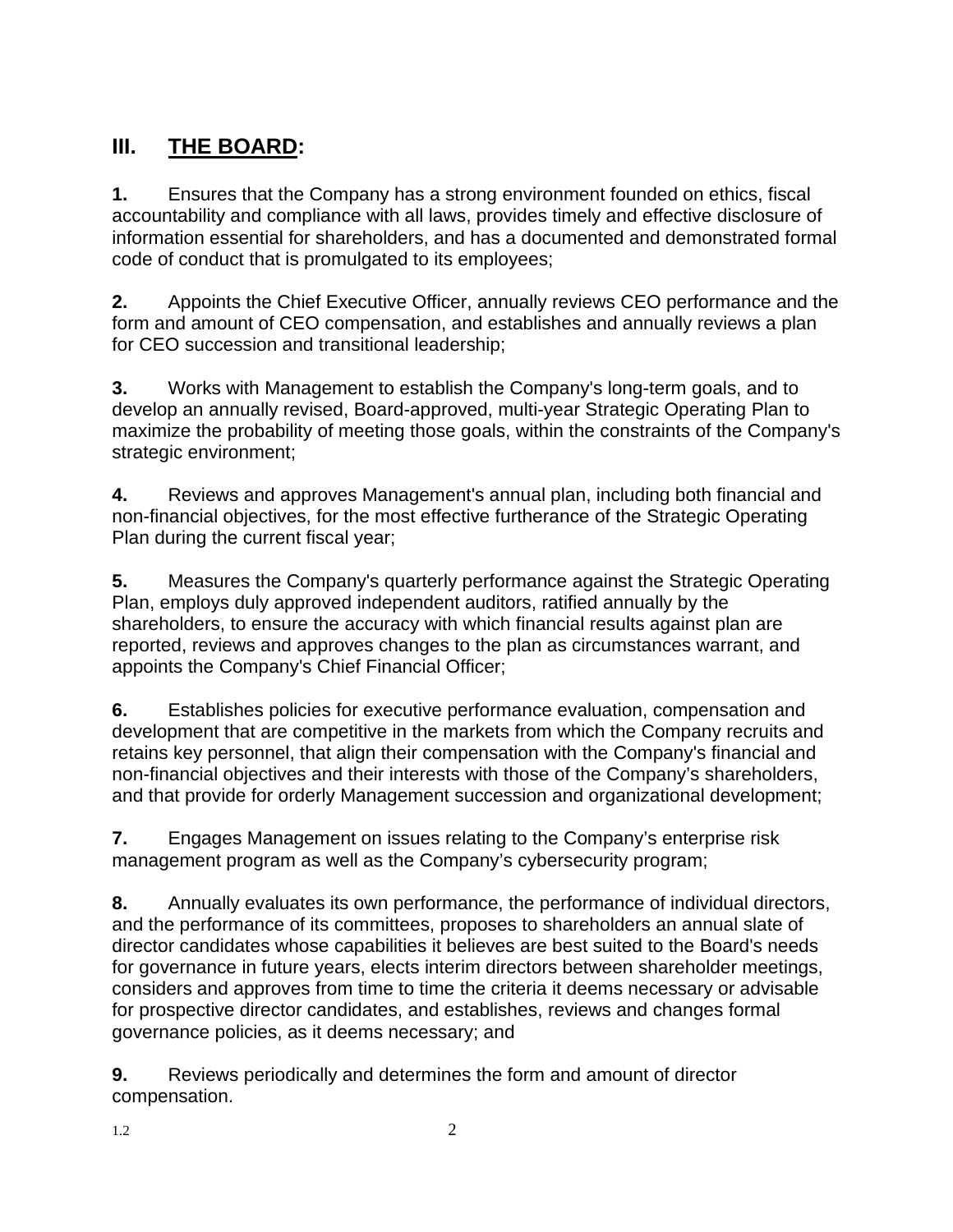## III. **THE BOARD**:

**1.** Ensures that the Company has a strong environment founded on ethics, fiscal accountability and compliance with all laws, provides timely and effective disclosure of information essential for shareholders, and has a documented and demonstrated formal code of conduct that is promulgated to its employees;

**2.** Appoints the Chief Executive Officer, annually reviews CEO performance and the form and amount of CEO compensation, and establishes and annually reviews a plan for CEO succession and transitional leadership;

**3.** Works with Management to establish the Company's long-term goals, and to develop an annually revised, Board-approved, multi-year Strategic Operating Plan to maximize the probability of meeting those goals, within the constraints of the Company's strategic environment;

**4.** Reviews and approves Management's annual plan, including both financial and non-financial objectives, for the most effective furtherance of the Strategic Operating Plan during the current fiscal year;

**5.** Measures the Company's quarterly performance against the Strategic Operating Plan, employs duly approved independent auditors, ratified annually by the shareholders, to ensure the accuracy with which financial results against plan are reported, reviews and approves changes to the plan as circumstances warrant, and appoints the Company's Chief Financial Officer;

**6.** Establishes policies for executive performance evaluation, compensation and development that are competitive in the markets from which the Company recruits and retains key personnel, that align their compensation with the Company's financial and non-financial objectives and their interests with those of the Company's shareholders, and that provide for orderly Management succession and organizational development;

**7.** Engages Management on issues relating to the Company's enterprise risk management program as well as the Company's cybersecurity program;

**8.** Annually evaluates its own performance, the performance of individual directors, and the performance of its committees, proposes to shareholders an annual slate of director candidates whose capabilities it believes are best suited to the Board's needs for governance in future years, elects interim directors between shareholder meetings, considers and approves from time to time the criteria it deems necessary or advisable for prospective director candidates, and establishes, reviews and changes formal governance policies, as it deems necessary; and

**9.** Reviews periodically and determines the form and amount of director compensation.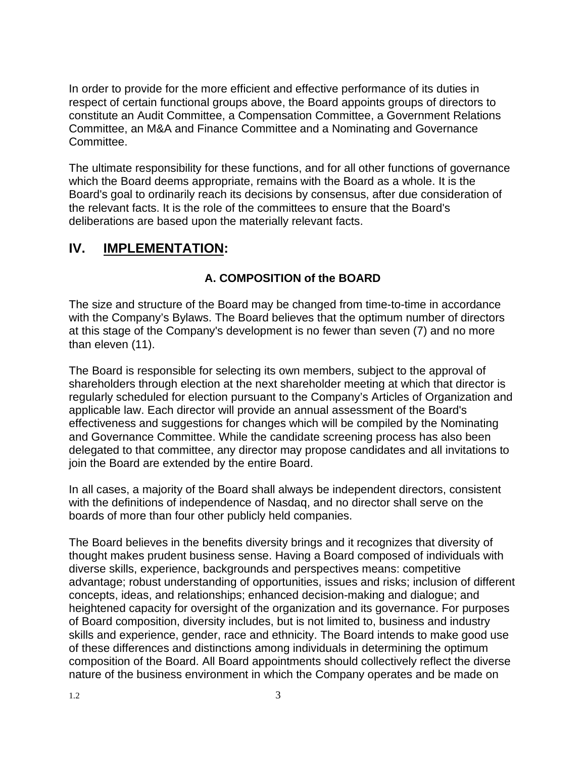In order to provide for the more efficient and effective performance of its duties in respect of certain functional groups above, the Board appoints groups of directors to constitute an Audit Committee, a Compensation Committee, a Government Relations Committee, an M&A and Finance Committee and a Nominating and Governance Committee.

The ultimate responsibility for these functions, and for all other functions of governance which the Board deems appropriate, remains with the Board as a whole. It is the Board's goal to ordinarily reach its decisions by consensus, after due consideration of the relevant facts. It is the role of the committees to ensure that the Board's deliberations are based upon the materially relevant facts.

## IV. <u>IMPLEMENTATION</u>:

### A. COMPOSITION of the BOARD

The size and structure of the Board may be changed from time-to-time in accordance with the Company's Bylaws. The Board believes that the optimum number of directors at this stage of the Company's development is no fewer than seven (7) and no more than eleven (11).

The Board is responsible for selecting its own members, subject to the approval of shareholders through election at the next shareholder meeting at which that director is regularly scheduled for election pursuant to the Company's Articles of Organization and applicable law. Each director will provide an annual assessment of the Board's effectiveness and suggestions for changes which will be compiled by the Nominating and Governance Committee. While the candidate screening process has also been delegated to that committee, any director may propose candidates and all invitations to join the Board are extended by the entire Board.

In all cases, a majority of the Board shall always be independent directors, consistent with the definitions of independence of Nasdaq, and no director shall serve on the boards of more than four other publicly held companies.

The Board believes in the benefits diversity brings and it recognizes that diversity of thought makes prudent business sense. Having a Board composed of individuals with diverse skills, experience, backgrounds and perspectives means: competitive advantage; robust understanding of opportunities, issues and risks; inclusion of different concepts, ideas, and relationships; enhanced decision-making and dialogue; and heightened capacity for oversight of the organization and its governance. For purposes of Board composition, diversity includes, but is not limited to, business and industry skills and experience, gender, race and ethnicity. The Board intends to make good use of these differences and distinctions among individuals in determining the optimum composition of the Board. All Board appointments should collectively reflect the diverse nature of the business environment in which the Company operates and be made on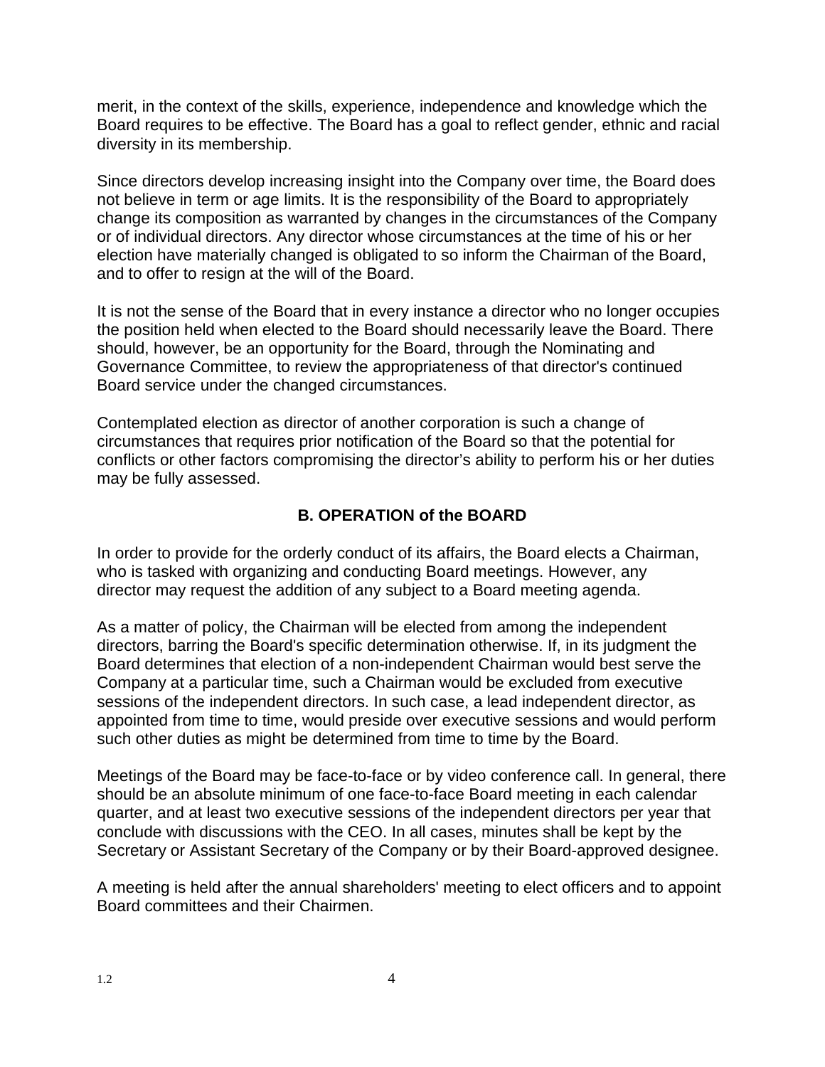merit, in the context of the skills, experience, independence and knowledge which the Board requires to be effective. The Board has a goal to reflect gender, ethnic and racial diversity in its membership.

Since directors develop increasing insight into the Company over time, the Board does not believe in term or age limits. It is the responsibility of the Board to appropriately change its composition as warranted by changes in the circumstances of the Company or of individual directors. Any director whose circumstances at the time of his or her election have materially changed is obligated to so inform the Chairman of the Board, and to offer to resign at the will of the Board.

It is not the sense of the Board that in every instance a director who no longer occupies the position held when elected to the Board should necessarily leave the Board. There should, however, be an opportunity for the Board, through the Nominating and Governance Committee, to review the appropriateness of that director's continued Board service under the changed circumstances.

Contemplated election as director of another corporation is such a change of circumstances that requires prior notification of the Board so that the potential for conflicts or other factors compromising the director's ability to perform his or her duties may be fully assessed.

## B. OPERATION of the BOARD

In order to provide for the orderly conduct of its affairs, the Board elects a Chairman, who is tasked with organizing and conducting Board meetings. However, any director may request the addition of any subject to a Board meeting agenda.

As a matter of policy, the Chairman will be elected from among the independent directors, barring the Board's specific determination otherwise. If, in its judgment the Board determines that election of a non-independent Chairman would best serve the Company at a particular time, such a Chairman would be excluded from executive sessions of the independent directors. In such case, a lead independent director, as appointed from time to time, would preside over executive sessions and would perform such other duties as might be determined from time to time by the Board.

Meetings of the Board may be face-to-face or by video conference call. In general, there should be an absolute minimum of one face-to-face Board meeting in each calendar quarter, and at least two executive sessions of the independent directors per year that conclude with discussions with the CEO. In all cases, minutes shall be kept by the Secretary or Assistant Secretary of the Company or by their Board-approved designee.

A meeting is held after the annual shareholders' meeting to elect officers and to appoint Board committees and their Chairmen.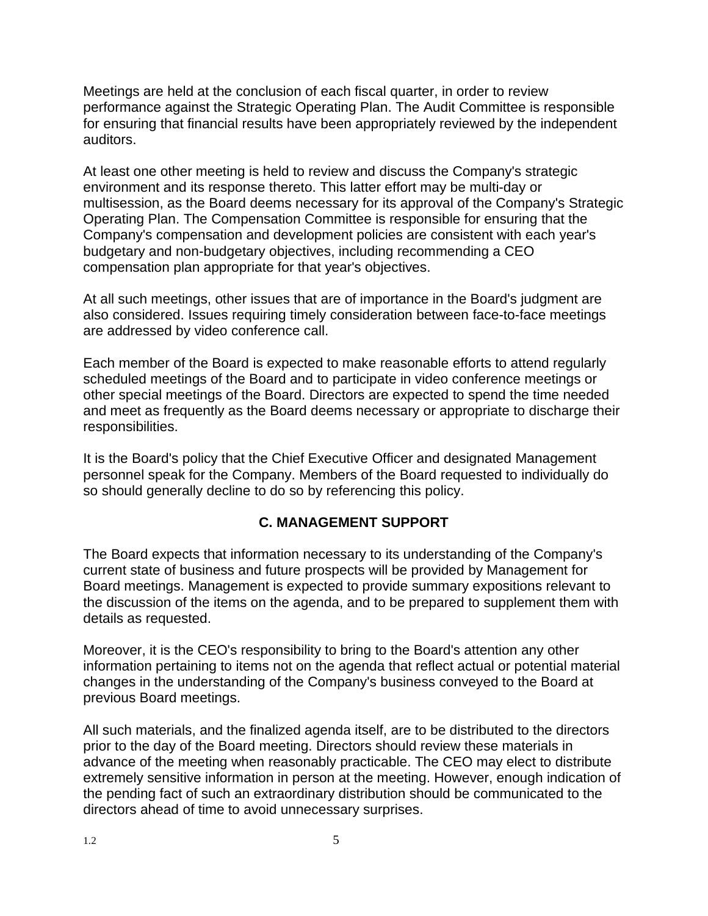Meetings are held at the conclusion of each fiscal quarter, in order to review performance against the Strategic Operating Plan. The Audit Committee is responsible for ensuring that financial results have been appropriately reviewed by the independent auditors.

At least one other meeting is held to review and discuss the Company's strategic environment and its response thereto. This latter effort may be multi-day or multisession, as the Board deems necessary for its approval of the Company's Strategic Operating Plan. The Compensation Committee is responsible for ensuring that the Company's compensation and development policies are consistent with each year's budgetary and non-budgetary objectives, including recommending a CEO compensation plan appropriate for that year's objectives.

At all such meetings, other issues that are of importance in the Board's judgment are also considered. Issues requiring timely consideration between face-to-face meetings are addressed by video conference call.

Each member of the Board is expected to make reasonable efforts to attend regularly scheduled meetings of the Board and to participate in video conference meetings or other special meetings of the Board. Directors are expected to spend the time needed and meet as frequently as the Board deems necessary or appropriate to discharge their responsibilities.

It is the Board's policy that the Chief Executive Officer and designated Management personnel speak for the Company. Members of the Board requested to individually do so should generally decline to do so by referencing this policy.

## C. MANAGEMENT SUPPORT

The Board expects that information necessary to its understanding of the Company's current state of business and future prospects will be provided by Management for Board meetings. Management is expected to provide summary expositions relevant to the discussion of the items on the agenda, and to be prepared to supplement them with details as requested.

Moreover, it is the CEO's responsibility to bring to the Board's attention any other information pertaining to items not on the agenda that reflect actual or potential material changes in the understanding of the Company's business conveyed to the Board at previous Board meetings.

All such materials, and the finalized agenda itself, are to be distributed to the directors prior to the day of the Board meeting. Directors should review these materials in advance of the meeting when reasonably practicable. The CEO may elect to distribute extremely sensitive information in person at the meeting. However, enough indication of the pending fact of such an extraordinary distribution should be communicated to the directors ahead of time to avoid unnecessary surprises.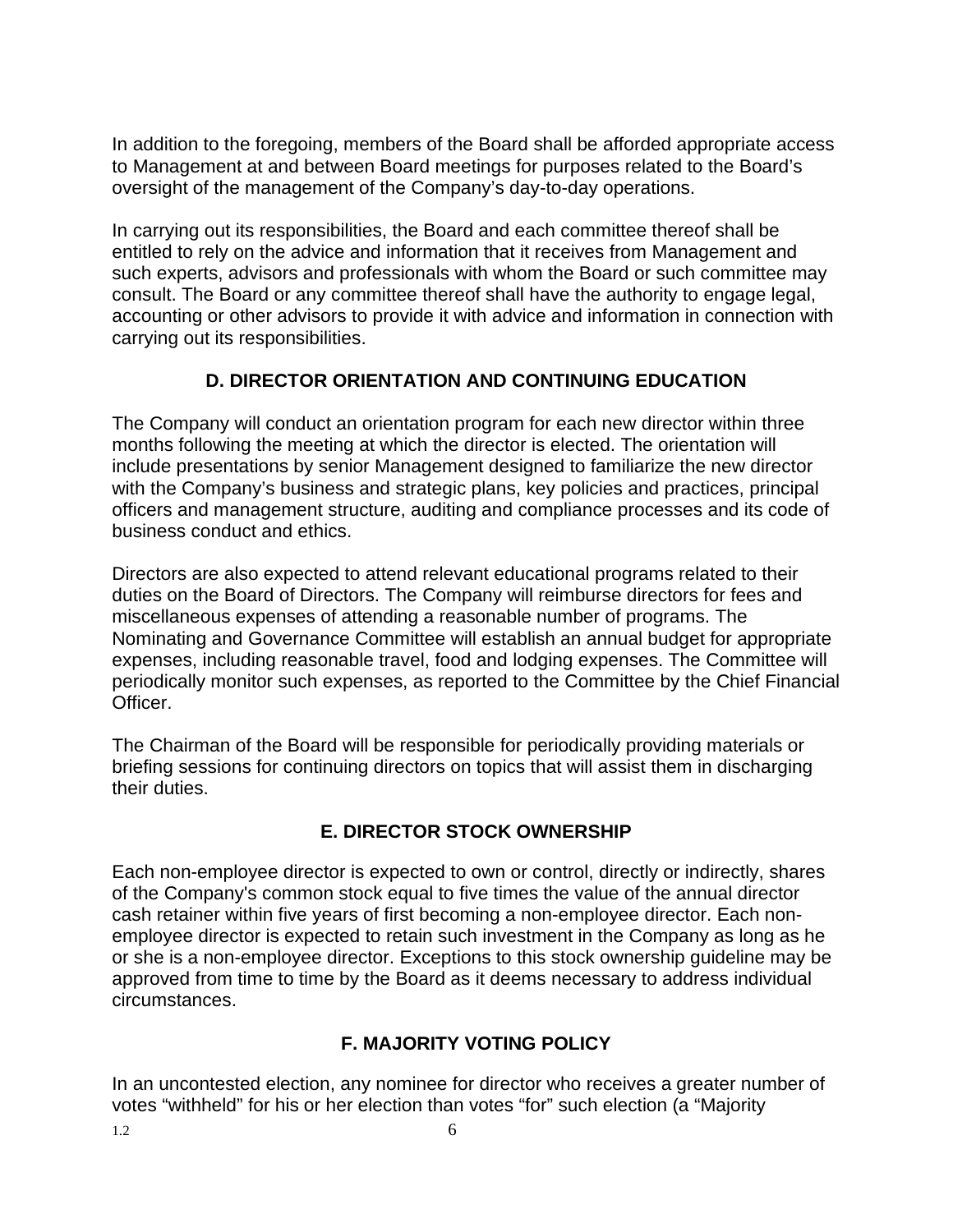In addition to the foregoing, members of the Board shall be afforded appropriate access to Management at and between Board meetings for purposes related to the Board's oversight of the management of the Company's day-to-day operations.

In carrying out its responsibilities, the Board and each committee thereof shall be entitled to rely on the advice and information that it receives from Management and such experts, advisors and professionals with whom the Board or such committee may consult. The Board or any committee thereof shall have the authority to engage legal, accounting or other advisors to provide it with advice and information in connection with carrying out its responsibilities.

## D. DIRECTOR ORIENTATION AND CONTINUING EDUCATION

The Company will conduct an orientation program for each new director within three months following the meeting at which the director is elected. The orientation will include presentations by senior Management designed to familiarize the new director with the Company's business and strategic plans, key policies and practices, principal officers and management structure, auditing and compliance processes and its code of business conduct and ethics.

Directors are also expected to attend relevant educational programs related to their duties on the Board of Directors. The Company will reimburse directors for fees and miscellaneous expenses of attending a reasonable number of programs. The Nominating and Governance Committee will establish an annual budget for appropriate expenses, including reasonable travel, food and lodging expenses. The Committee will periodically monitor such expenses, as reported to the Committee by the Chief Financial Officer.

The Chairman of the Board will be responsible for periodically providing materials or briefing sessions for continuing directors on topics that will assist them in discharging their duties.

## E. DIRECTOR STOCK OWNERSHIP

Each non-employee director is expected to own or control, directly or indirectly, shares of the Company's common stock equal to five times the value of the annual director cash retainer within five years of first becoming a non-employee director. Each non-employee director is expected to retain such investment in the Company as long as he or she is a non-employee director. Exceptions to this stock ownership guideline may be approved from time to time by the Board as it deems necessary to address individual circumstances.

## F. MAJORITY VOTING POLICY

In an uncontested election, any nominee for director who receives a greater number of votes "withheld" for his or her election than votes "for" such election (a "Majority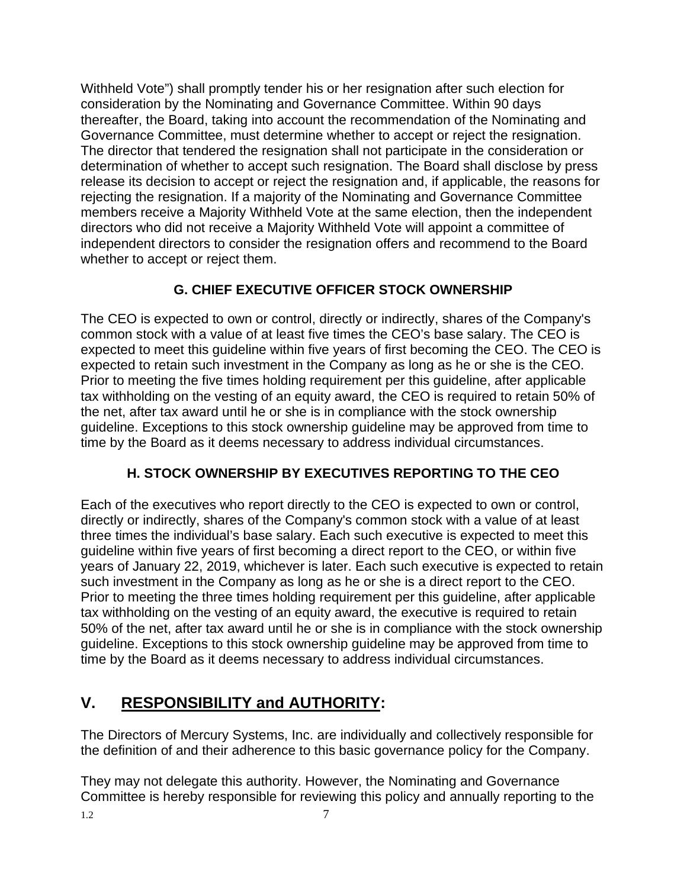Withheld Vote") shall promptly tender his or her resignation after such election for consideration by the Nominating and Governance Committee. Within 90 days thereafter, the Board, taking into account the recommendation of the Nominating and Governance Committee, must determine whether to accept or reject the resignation. The director that tendered the resignation shall not participate in the consideration or determination of whether to accept such resignation. The Board shall disclose by press release its decision to accept or reject the resignation and, if applicable, the reasons for rejecting the resignation. If a majority of the Nominating and Governance Committee members receive a Majority Withheld Vote at the same election, then the independent directors who did not receive a Majority Withheld Vote will appoint a committee of independent directors to consider the resignation offers and recommend to the Board whether to accept or reject them.

### G. CHIEF EXECUTIVE OFFICER STOCK OWNERSHIP

The CEO is expected to own or control, directly or indirectly, shares of the Company's common stock with a value of at least five times the CEO's base salary. The CEO is expected to meet this guideline within five years of first becoming the CEO. The CEO is expected to retain such investment in the Company as long as he or she is the CEO. Prior to meeting the five times holding requirement per this guideline, after applicable tax withholding on the vesting of an equity award, the CEO is required to retain 50% of the net, after tax award until he or she is in compliance with the stock ownership guideline. Exceptions to this stock ownership guideline may be approved from time to time by the Board as it deems necessary to address individual circumstances.

### H. STOCK OWNERSHIP BY EXECUTIVES REPORTING TO THE CEO

Each of the executives who report directly to the CEO is expected to own or control, directly or indirectly, shares of the Company's common stock with a value of at least three times the individual's base salary. Each such executive is expected to meet this guideline within five years of first becoming a direct report to the CEO, or within five years of January 22, 2019, whichever is later. Each such executive is expected to retain such investment in the Company as long as he or she is a direct report to the CEO. Prior to meeting the three times holding requirement per this guideline, after applicable tax withholding on the vesting of an equity award, the executive is required to retain 50% of the net, after tax award until he or she is in compliance with the stock ownership guideline. Exceptions to this stock ownership guideline may be approved from time to time by the Board as it deems necessary to address individual circumstances.

## V. RESPONSIBILITY and AUTHORITY:

The Directors of Mercury Systems, Inc. are individually and collectively responsible for the definition of and their adherence to this basic governance policy for the Company.

They may not delegate this authority. However, the Nominating and Governance Committee is hereby responsible for reviewing this policy and annually reporting to the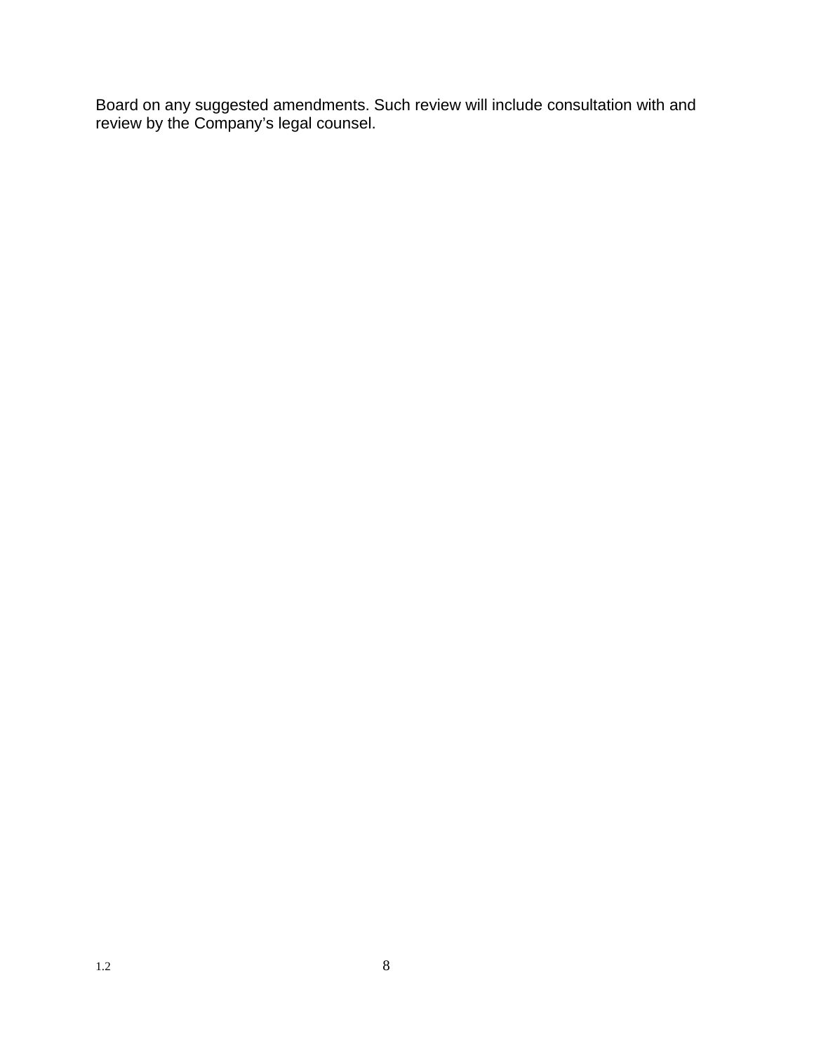Board on any suggested amendments. Such review will include consultation with and review by the Company's legal counsel.